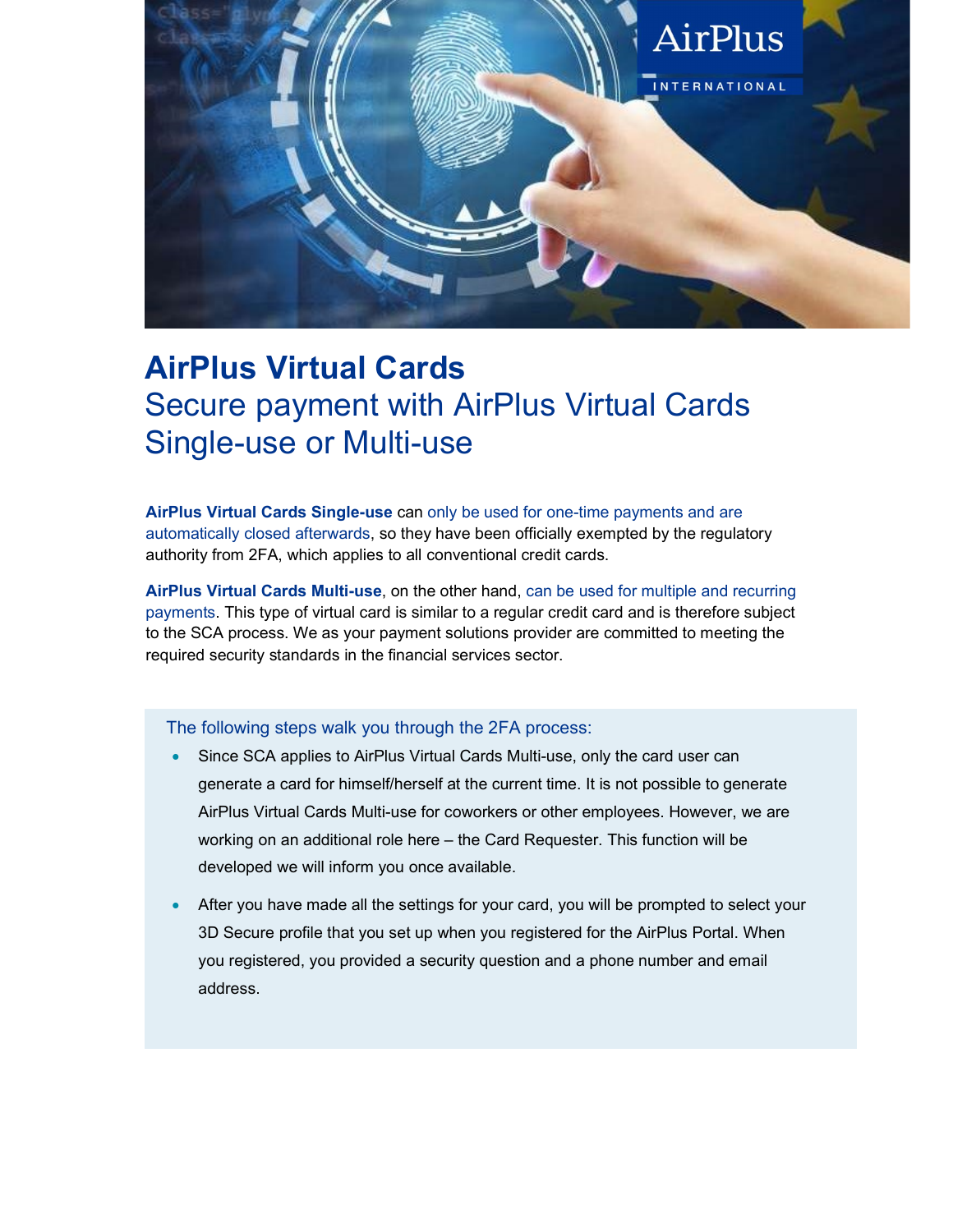# AirPlus Virtual Cards

## Secure payment with AirPlus Virtual Cards Single-use or Multi-use

**AirPlus Virtual Cards Single-use** can only be used for one-time payments and are automatically closed afterwards, so they have been officially exempted by the regulatory authority from 2FA, which applies to all conventional credit cards.

**AirPlus Virtual Cards Multi-use**, on the other hand, can be used for multiple and recurring payments. This type of virtual card is similar to a regular credit card and is therefore subject to the SCA process. We as your payment solutions provider are committed to meeting the required security standards in the financial services sector.

The following steps walk you through the 2FA process:

- Since SCA applies to AirPlus Virtual Cards Multi-use, only the card user can generate a card for himself/herself at the current time. It is not possible to generate AirPlus Virtual Cards Multi-use for coworkers or other employees. However, we are working on an additional role here – the Card Requester. This function will be developed we will inform you once available.
- After you have made all the settings for your card, you will be prompted to select your 3D Secure profile that you set up when you registered for the AirPlus Portal. When you registered, you provided a security question and a phone number and email address.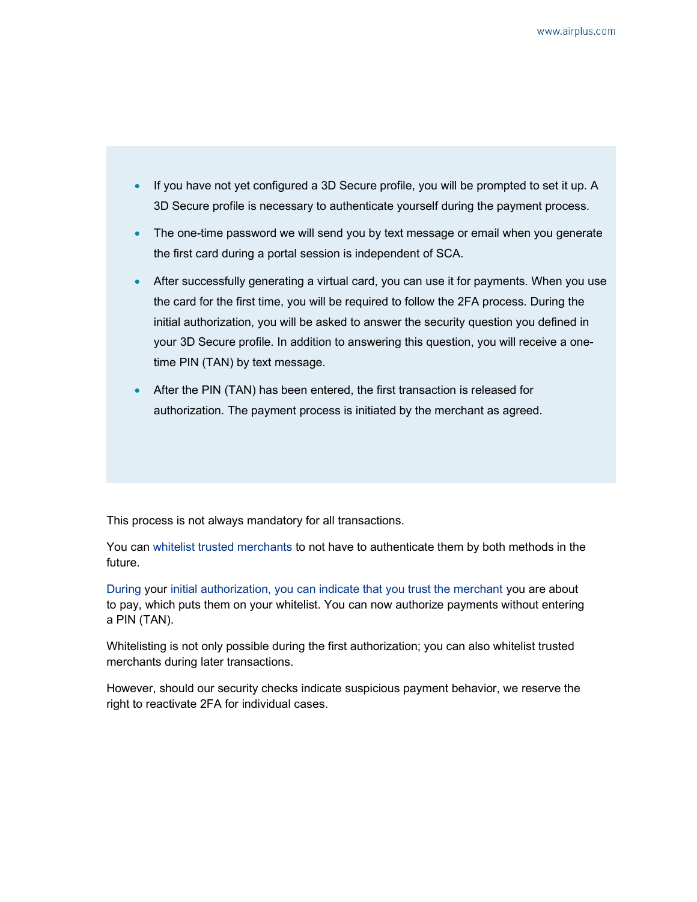- If you have not yet configured a 3D Secure profile, you will be prompted to set it up. A 3D Secure profile is necessary to authenticate yourself during the payment process.
- The one-time password we will send you by text message or email when you generate the first card during a portal session is independent of SCA.
- After successfully generating a virtual card, you can use it for payments. When you use the card for the first time, you will be required to follow the 2FA process. During the initial authorization, you will be asked to answer the security question you defined in your 3D Secure profile. In addition to answering this question, you will receive a one-time PIN (TAN) by text message.
- After the PIN (TAN) has been entered, the first transaction is released for authorization. The payment process is initiated by the merchant as agreed.

This process is not always mandatory for all transactions.

You can whitelist trusted merchants to not have to authenticate them by both methods in the future.

During your initial authorization, you can indicate that you trust the merchant you are about to pay, which puts them on your whitelist. You can now authorize payments without entering a PIN (TAN).

Whitelisting is not only possible during the first authorization; you can also whitelist trusted merchants during later transactions.

However, should our security checks indicate suspicious payment behavior, we reserve the right to reactivate 2FA for individual cases.